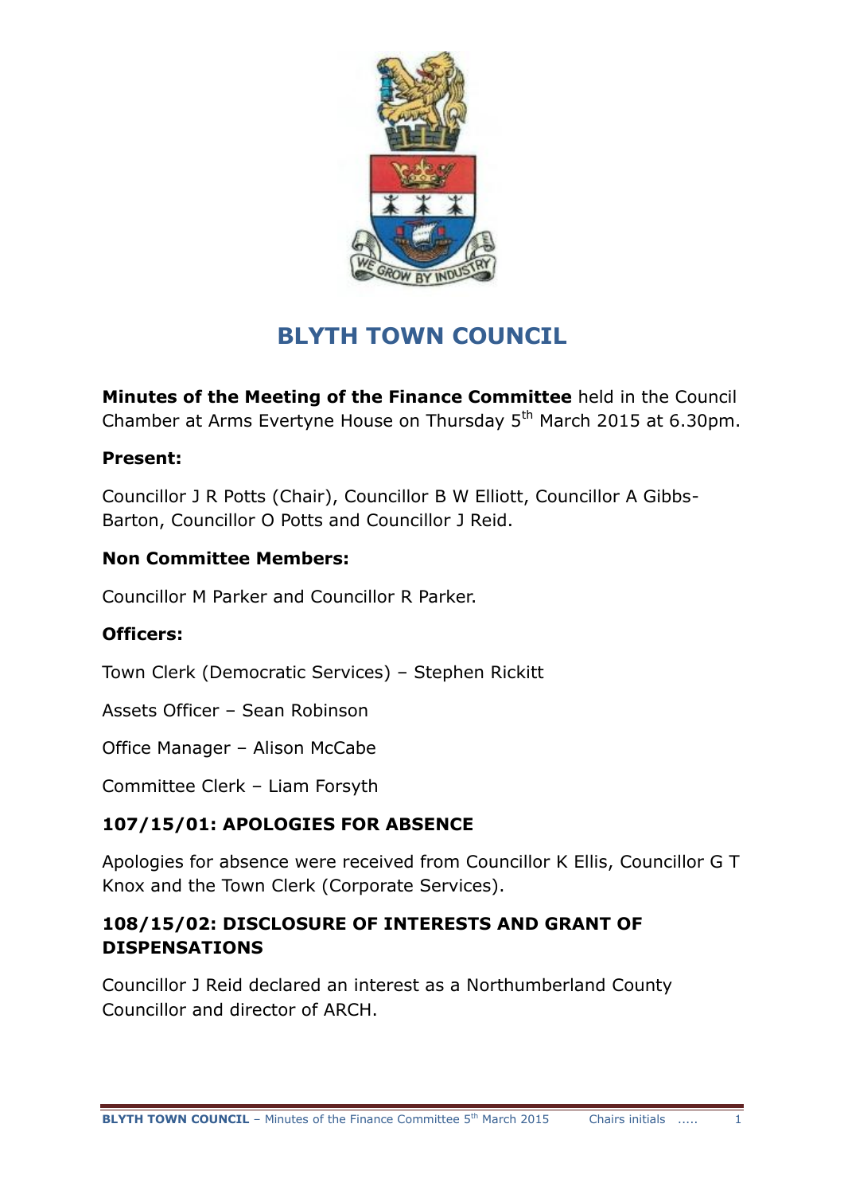# BLYTH TOWN COUNCIL

**Minutes of the Meeting of the Finance Committee** held in the Council Chamber at Arms Evertyne House on Thursday 5th March 2015 at 6.30pm.

**Present:**

Councillor J R Potts (Chair), Councillor B W Elliott, Councillor A Gibbs-Barton, Councillor O Potts and Councillor J Reid.

**Non Committee Members:**

Councillor M Parker and Councillor R Parker.

**Officers:**

Town Clerk (Democratic Services) – Stephen Rickitt

Assets Officer – Sean Robinson

Office Manager – Alison McCabe

Committee Clerk – Liam Forsyth

## 107/15/01: APOLOGIES FOR ABSENCE

Apologies for absence were received from Councillor K Ellis, Councillor G T Knox and the Town Clerk (Corporate Services).

## 108/15/02: DISCLOSURE OF INTERESTS AND GRANT OF DISPENSATIONS

Councillor J Reid declared an interest as a Northumberland County Councillor and director of ARCH.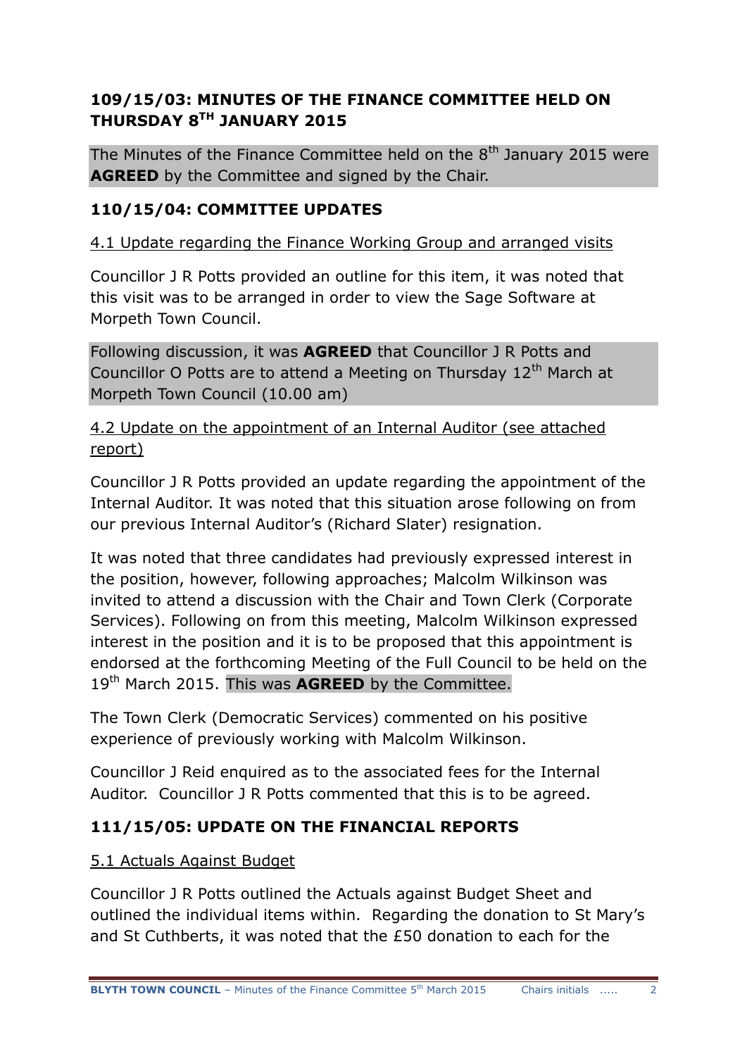## 109/15/03: MINUTES OF THE FINANCE COMMITTEE HELD ON THURSDAY 8TH JANUARY 2015

The Minutes of the Finance Committee held on the 8th January 2015 were **AGREED** by the Committee and signed by the Chair.

## 110/15/04: COMMITTEE UPDATES

4.1 Update regarding the Finance Working Group and arranged visits

Councillor J R Potts provided an outline for this item, it was noted that this visit was to be arranged in order to view the Sage Software at Morpeth Town Council.

Following discussion, it was **AGREED** that Councillor J R Potts and Councillor O Potts are to attend a Meeting on Thursday 12th March at Morpeth Town Council (10.00 am)

4.2 Update on the appointment of an Internal Auditor (see attached report)

Councillor J R Potts provided an update regarding the appointment of the Internal Auditor. It was noted that this situation arose following on from our previous Internal Auditor's (Richard Slater) resignation.

It was noted that three candidates had previously expressed interest in the position, however, following approaches; Malcolm Wilkinson was invited to attend a discussion with the Chair and Town Clerk (Corporate Services). Following on from this meeting, Malcolm Wilkinson expressed interest in the position and it is to be proposed that this appointment is endorsed at the forthcoming Meeting of the Full Council to be held on the 19th March 2015. This was **AGREED** by the Committee.

The Town Clerk (Democratic Services) commented on his positive experience of previously working with Malcolm Wilkinson.

Councillor J Reid enquired as to the associated fees for the Internal Auditor. Councillor J R Potts commented that this is to be agreed.

## 111/15/05: UPDATE ON THE FINANCIAL REPORTS

5.1 Actuals Against Budget

Councillor J R Potts outlined the Actuals against Budget Sheet and outlined the individual items within. Regarding the donation to St Mary's and St Cuthberts, it was noted that the £50 donation to each for the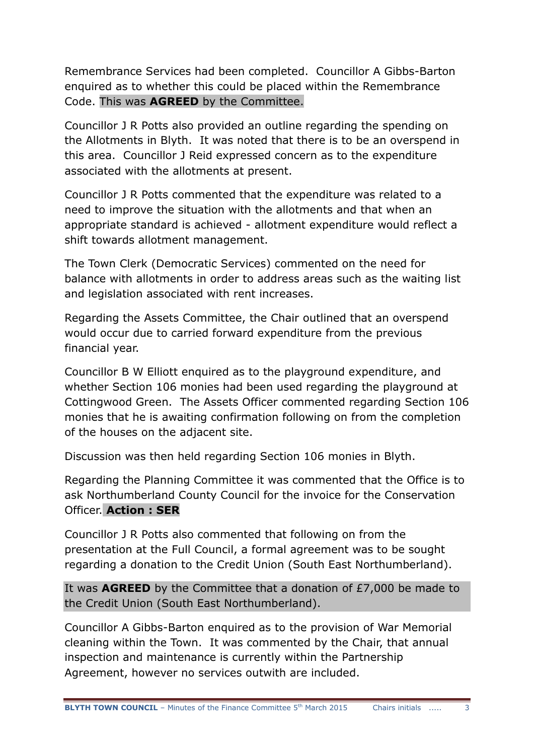Remembrance Services had been completed. Councillor A Gibbs-Barton enquired as to whether this could be placed within the Remembrance Code. This was **AGREED** by the Committee.

Councillor J R Potts also provided an outline regarding the spending on the Allotments in Blyth. It was noted that there is to be an overspend in this area. Councillor J Reid expressed concern as to the expenditure associated with the allotments at present.

Councillor J R Potts commented that the expenditure was related to a need to improve the situation with the allotments and that when an appropriate standard is achieved - allotment expenditure would reflect a shift towards allotment management.

The Town Clerk (Democratic Services) commented on the need for balance with allotments in order to address areas such as the waiting list and legislation associated with rent increases.

Regarding the Assets Committee, the Chair outlined that an overspend would occur due to carried forward expenditure from the previous financial year.

Councillor B W Elliott enquired as to the playground expenditure, and whether Section 106 monies had been used regarding the playground at Cottingwood Green. The Assets Officer commented regarding Section 106 monies that he is awaiting confirmation following on from the completion of the houses on the adjacent site.

Discussion was then held regarding Section 106 monies in Blyth.

Regarding the Planning Committee it was commented that the Office is to ask Northumberland County Council for the invoice for the Conservation Officer. **Action : SER**

Councillor J R Potts also commented that following on from the presentation at the Full Council, a formal agreement was to be sought regarding a donation to the Credit Union (South East Northumberland).

It was **AGREED** by the Committee that a donation of £7,000 be made to the Credit Union (South East Northumberland).

Councillor A Gibbs-Barton enquired as to the provision of War Memorial cleaning within the Town. It was commented by the Chair, that annual inspection and maintenance is currently within the Partnership Agreement, however no services outwith are included.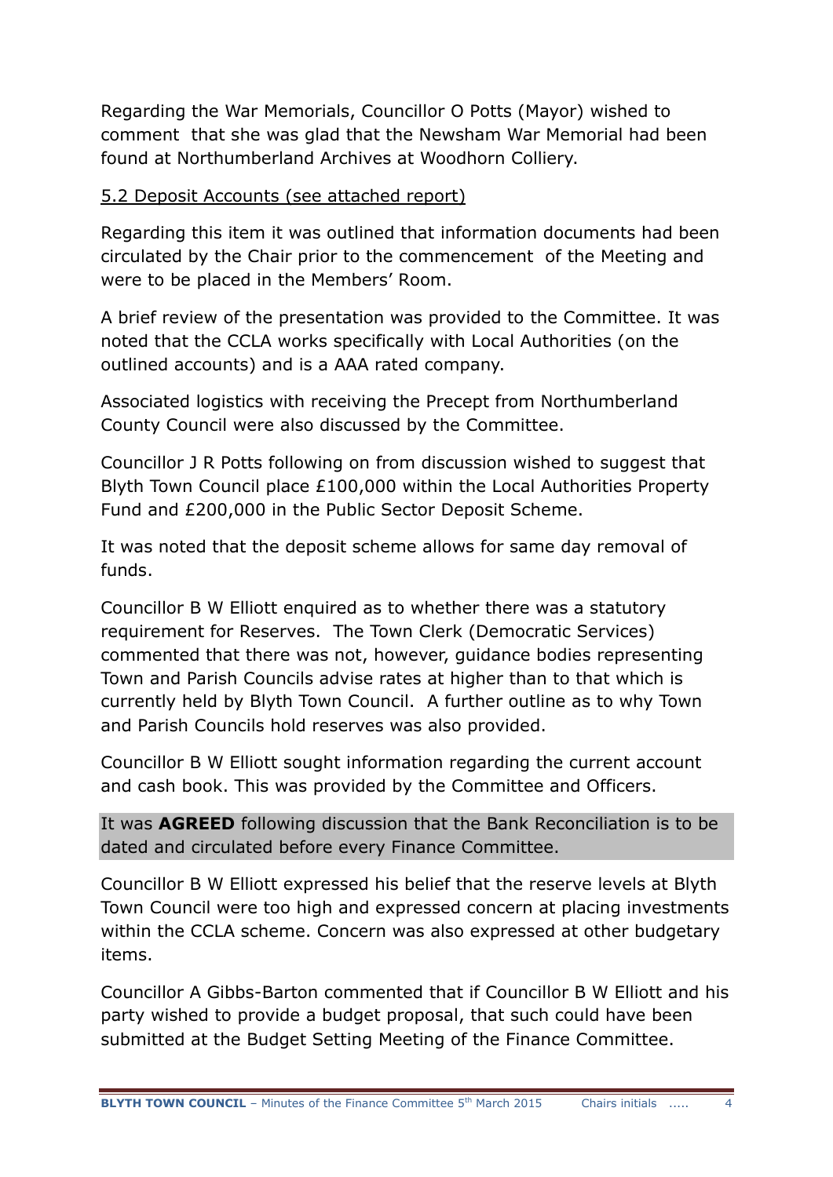Regarding the War Memorials, Councillor O Potts (Mayor) wished to comment that she was glad that the Newsham War Memorial had been found at Northumberland Archives at Woodhorn Colliery.

5.2 Deposit Accounts (see attached report)

Regarding this item it was outlined that information documents had been circulated by the Chair prior to the commencement of the Meeting and were to be placed in the Members' Room.

A brief review of the presentation was provided to the Committee. It was noted that the CCLA works specifically with Local Authorities (on the outlined accounts) and is a AAA rated company.

Associated logistics with receiving the Precept from Northumberland County Council were also discussed by the Committee.

Councillor J R Potts following on from discussion wished to suggest that Blyth Town Council place £100,000 within the Local Authorities Property Fund and £200,000 in the Public Sector Deposit Scheme.

It was noted that the deposit scheme allows for same day removal of funds.

Councillor B W Elliott enquired as to whether there was a statutory requirement for Reserves. The Town Clerk (Democratic Services) commented that there was not, however, guidance bodies representing Town and Parish Councils advise rates at higher than to that which is currently held by Blyth Town Council. A further outline as to why Town and Parish Councils hold reserves was also provided.

Councillor B W Elliott sought information regarding the current account and cash book. This was provided by the Committee and Officers.

It was **AGREED** following discussion that the Bank Reconciliation is to be dated and circulated before every Finance Committee.

Councillor B W Elliott expressed his belief that the reserve levels at Blyth Town Council were too high and expressed concern at placing investments within the CCLA scheme. Concern was also expressed at other budgetary items.

Councillor A Gibbs-Barton commented that if Councillor B W Elliott and his party wished to provide a budget proposal, that such could have been submitted at the Budget Setting Meeting of the Finance Committee.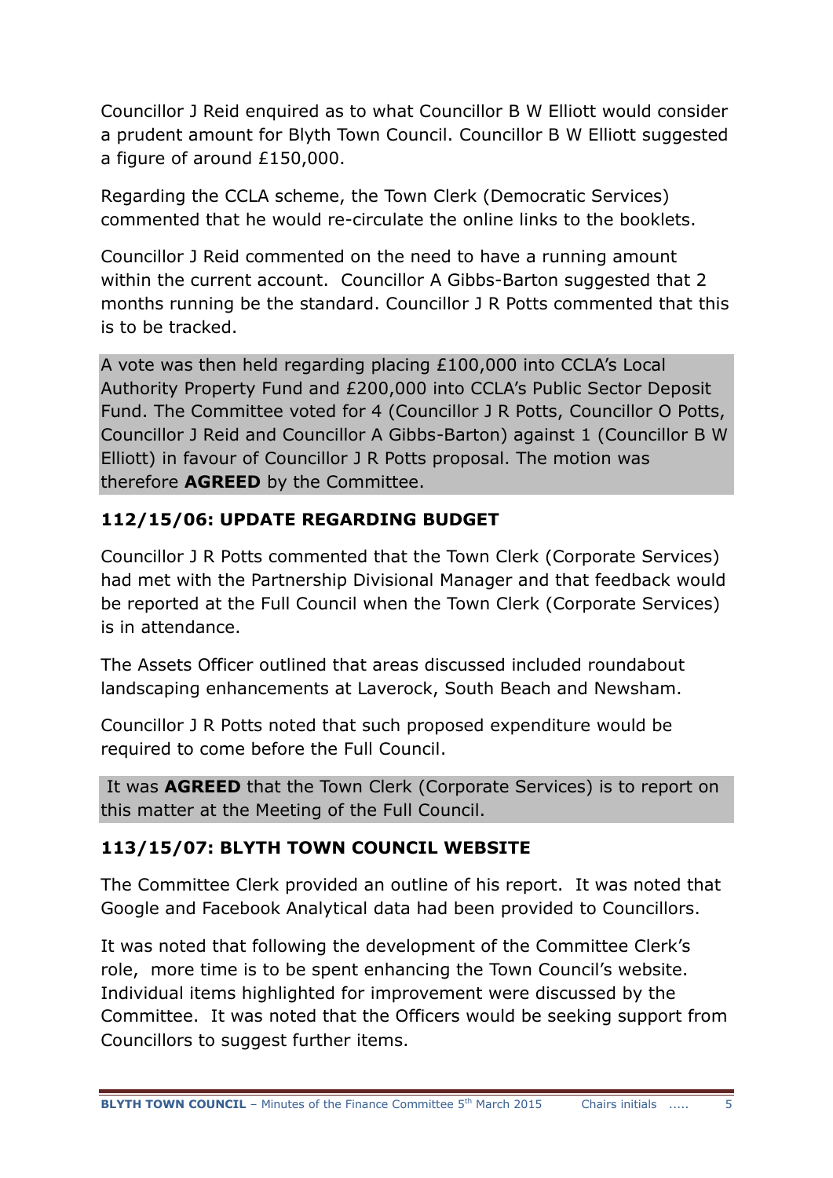Councillor J Reid enquired as to what Councillor B W Elliott would consider a prudent amount for Blyth Town Council. Councillor B W Elliott suggested a figure of around £150,000.

Regarding the CCLA scheme, the Town Clerk (Democratic Services) commented that he would re-circulate the online links to the booklets.

Councillor J Reid commented on the need to have a running amount within the current account. Councillor A Gibbs-Barton suggested that 2 months running be the standard. Councillor J R Potts commented that this is to be tracked.

A vote was then held regarding placing £100,000 into CCLA's Local Authority Property Fund and £200,000 into CCLA's Public Sector Deposit Fund. The Committee voted for 4 (Councillor J R Potts, Councillor O Potts, Councillor J Reid and Councillor A Gibbs-Barton) against 1 (Councillor B W Elliott) in favour of Councillor J R Potts proposal. The motion was therefore **AGREED** by the Committee.

### 112/15/06: UPDATE REGARDING BUDGET

Councillor J R Potts commented that the Town Clerk (Corporate Services) had met with the Partnership Divisional Manager and that feedback would be reported at the Full Council when the Town Clerk (Corporate Services) is in attendance.

The Assets Officer outlined that areas discussed included roundabout landscaping enhancements at Laverock, South Beach and Newsham.

Councillor J R Potts noted that such proposed expenditure would be required to come before the Full Council.

It was **AGREED** that the Town Clerk (Corporate Services) is to report on this matter at the Meeting of the Full Council.

### 113/15/07: BLYTH TOWN COUNCIL WEBSITE

The Committee Clerk provided an outline of his report. It was noted that Google and Facebook Analytical data had been provided to Councillors.

It was noted that following the development of the Committee Clerk's role, more time is to be spent enhancing the Town Council's website. Individual items highlighted for improvement were discussed by the Committee. It was noted that the Officers would be seeking support from Councillors to suggest further items.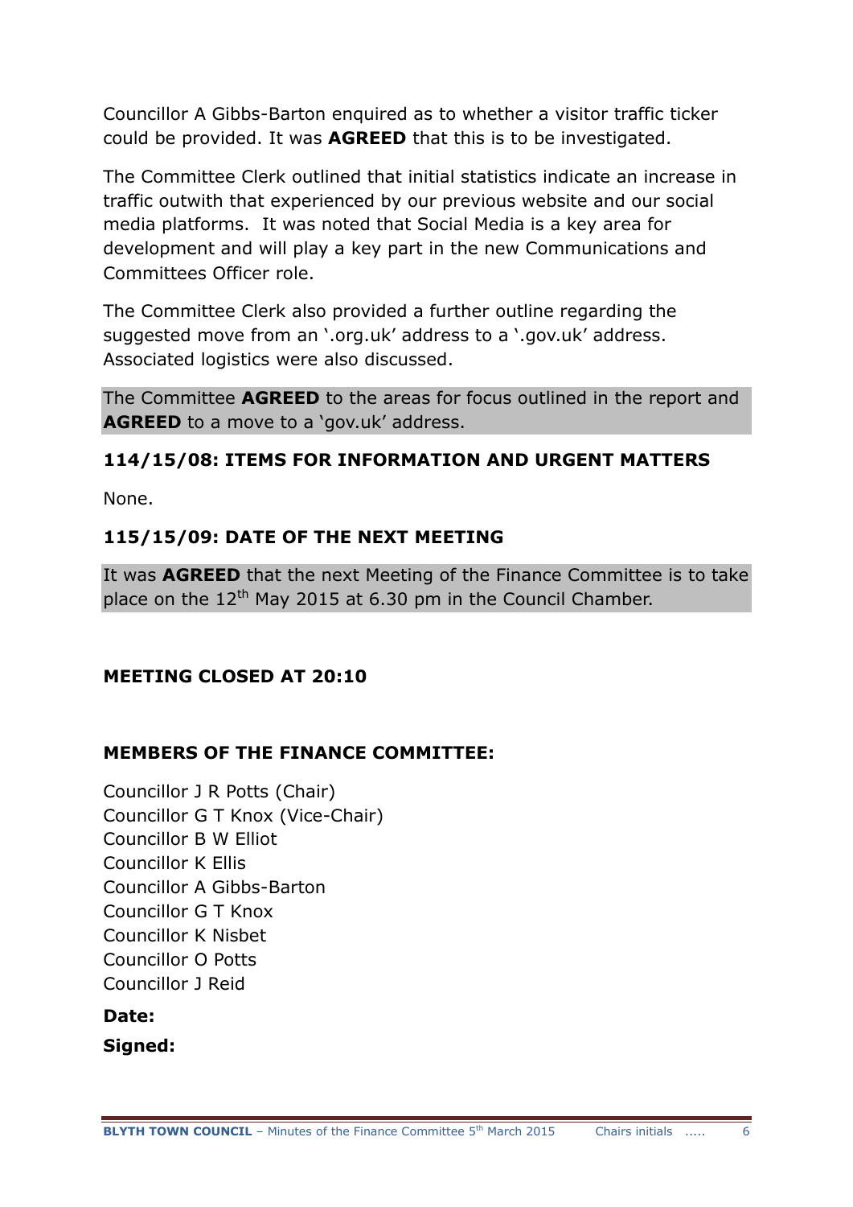Councillor A Gibbs-Barton enquired as to whether a visitor traffic ticker could be provided. It was **AGREED** that this is to be investigated.

The Committee Clerk outlined that initial statistics indicate an increase in traffic outwith that experienced by our previous website and our social media platforms. It was noted that Social Media is a key area for development and will play a key part in the new Communications and Committees Officer role.

The Committee Clerk also provided a further outline regarding the suggested move from an '.org.uk' address to a '.gov.uk' address. Associated logistics were also discussed.

The Committee **AGREED** to the areas for focus outlined in the report and **AGREED** to a move to a 'gov.uk' address.

### 114/15/08: ITEMS FOR INFORMATION AND URGENT MATTERS

None.

### 115/15/09: DATE OF THE NEXT MEETING

It was **AGREED** that the next Meeting of the Finance Committee is to take place on the 12th May 2015 at 6.30 pm in the Council Chamber.

**MEETING CLOSED AT 20:10**

### MEMBERS OF THE FINANCE COMMITTEE:

Councillor J R Potts (Chair)
Councillor G T Knox (Vice-Chair)
Councillor B W Elliot
Councillor K Ellis
Councillor A Gibbs-Barton
Councillor G T Knox
Councillor K Nisbet
Councillor O Potts
Councillor J Reid

**Date:**

**Signed:**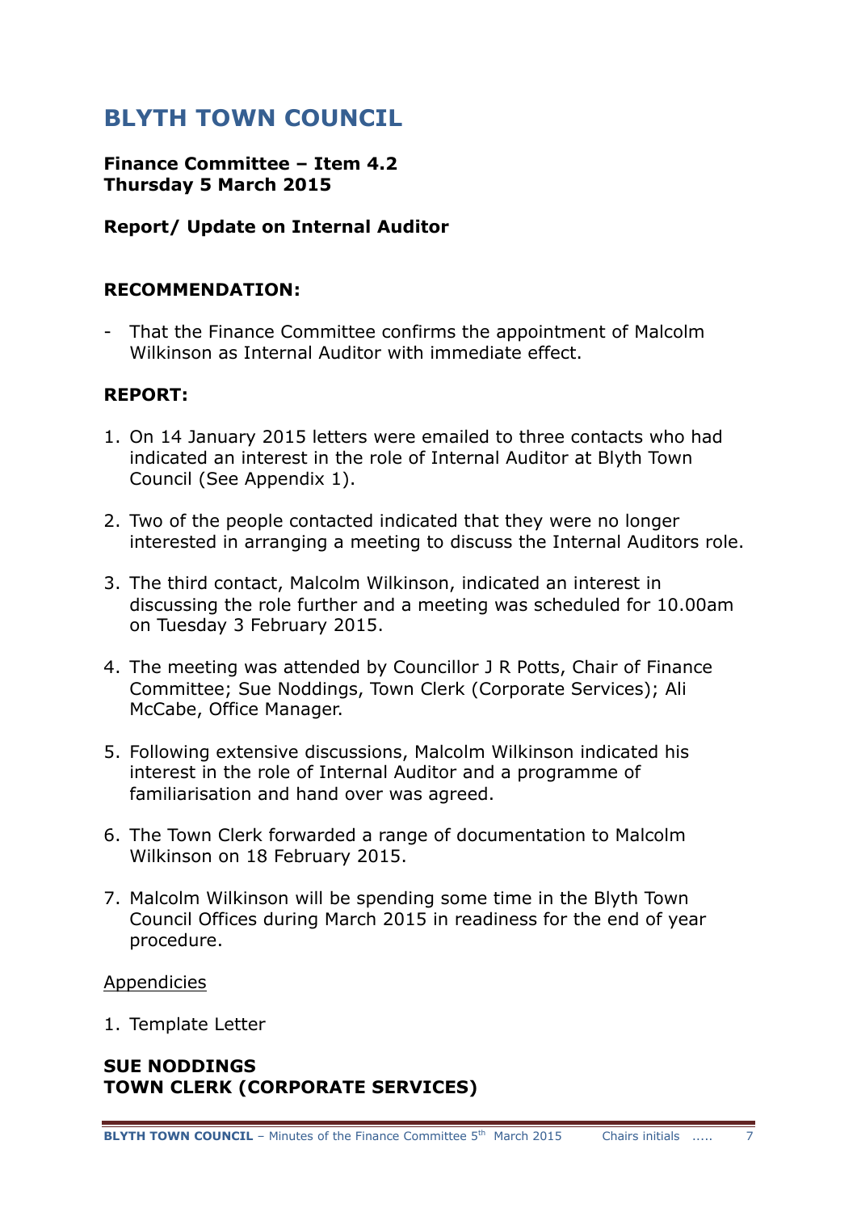# BLYTH TOWN COUNCIL

**Finance Committee – Item 4.2**
**Thursday 5 March 2015**

**Report/ Update on Internal Auditor**

**RECOMMENDATION:**

- That the Finance Committee confirms the appointment of Malcolm Wilkinson as Internal Auditor with immediate effect.

**REPORT:**

1. On 14 January 2015 letters were emailed to three contacts who had indicated an interest in the role of Internal Auditor at Blyth Town Council (See Appendix 1).
2. Two of the people contacted indicated that they were no longer interested in arranging a meeting to discuss the Internal Auditors role.
3. The third contact, Malcolm Wilkinson, indicated an interest in discussing the role further and a meeting was scheduled for 10.00am on Tuesday 3 February 2015.
4. The meeting was attended by Councillor J R Potts, Chair of Finance Committee; Sue Noddings, Town Clerk (Corporate Services); Ali McCabe, Office Manager.
5. Following extensive discussions, Malcolm Wilkinson indicated his interest in the role of Internal Auditor and a programme of familiarisation and hand over was agreed.
6. The Town Clerk forwarded a range of documentation to Malcolm Wilkinson on 18 February 2015.
7. Malcolm Wilkinson will be spending some time in the Blyth Town Council Offices during March 2015 in readiness for the end of year procedure.

<u>Appendicies</u>

1. Template Letter

**SUE NODDINGS**
**TOWN CLERK (CORPORATE SERVICES)**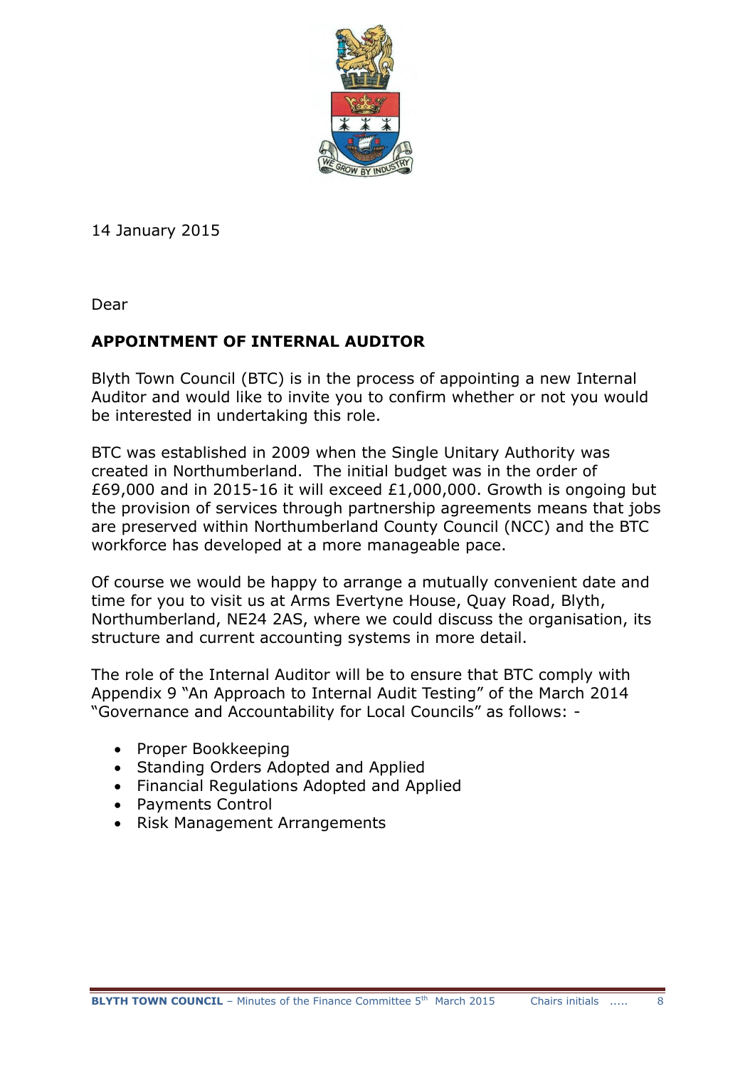14 January 2015

Dear

**APPOINTMENT OF INTERNAL AUDITOR**

Blyth Town Council (BTC) is in the process of appointing a new Internal Auditor and would like to invite you to confirm whether or not you would be interested in undertaking this role.

BTC was established in 2009 when the Single Unitary Authority was created in Northumberland. The initial budget was in the order of £69,000 and in 2015-16 it will exceed £1,000,000. Growth is ongoing but the provision of services through partnership agreements means that jobs are preserved within Northumberland County Council (NCC) and the BTC workforce has developed at a more manageable pace.

Of course we would be happy to arrange a mutually convenient date and time for you to visit us at Arms Evertyne House, Quay Road, Blyth, Northumberland, NE24 2AS, where we could discuss the organisation, its structure and current accounting systems in more detail.

The role of the Internal Auditor will be to ensure that BTC comply with Appendix 9 "An Approach to Internal Audit Testing" of the March 2014 "Governance and Accountability for Local Councils" as follows: -

- Proper Bookkeeping
- Standing Orders Adopted and Applied
- Financial Regulations Adopted and Applied
- Payments Control
- Risk Management Arrangements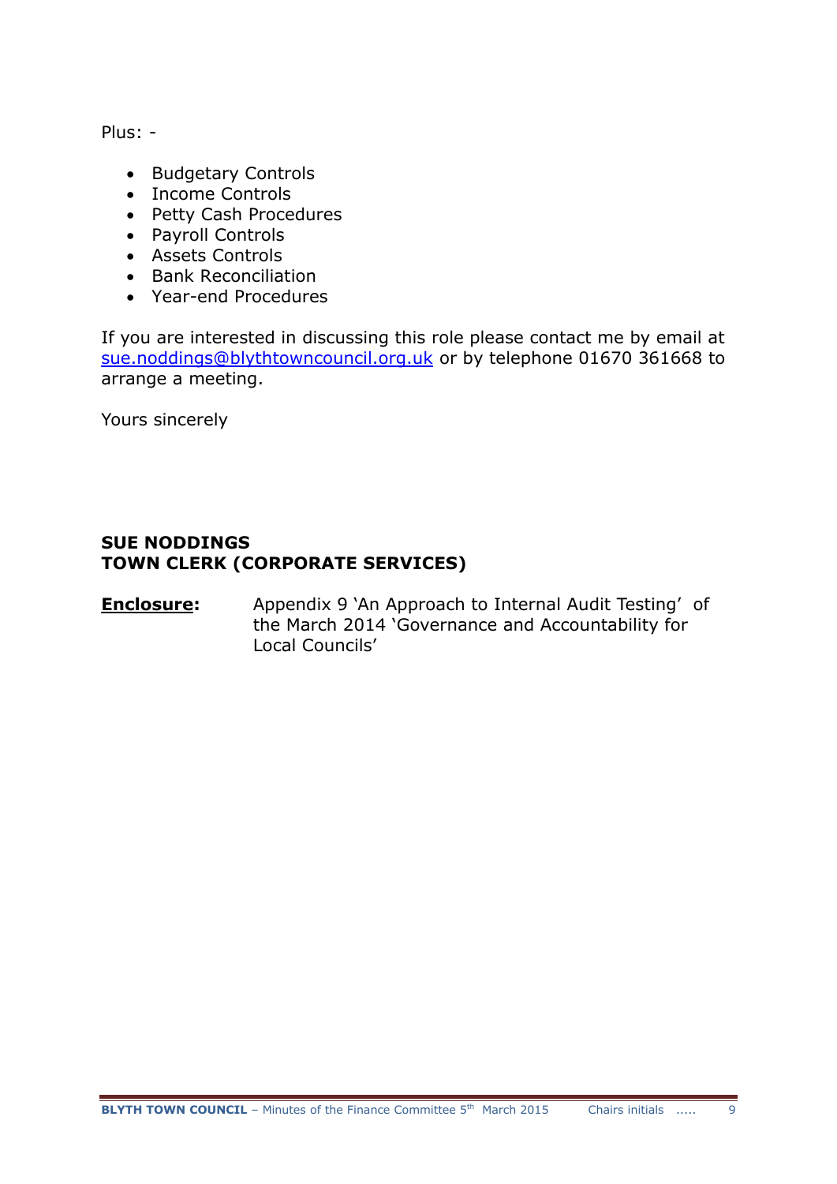Plus: -

- Budgetary Controls
- Income Controls
- Petty Cash Procedures
- Payroll Controls
- Assets Controls
- Bank Reconciliation
- Year-end Procedures

If you are interested in discussing this role please contact me by email at sue.noddings@blythtowncouncil.org.uk or by telephone 01670 361668 to arrange a meeting.

Yours sincerely

**SUE NODDINGS**
**TOWN CLERK (CORPORATE SERVICES)**

**Enclosure:** Appendix 9 'An Approach to Internal Audit Testing' of the March 2014 'Governance and Accountability for Local Councils'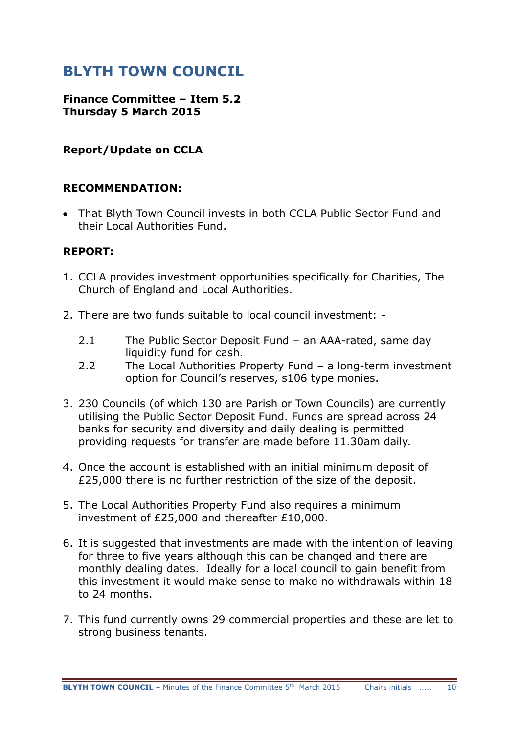# BLYTH TOWN COUNCIL

**Finance Committee – Item 5.2**
**Thursday 5 March 2015**

**Report/Update on CCLA**

**RECOMMENDATION:**

- That Blyth Town Council invests in both CCLA Public Sector Fund and their Local Authorities Fund.

**REPORT:**

1. CCLA provides investment opportunities specifically for Charities, The Church of England and Local Authorities.

2. There are two funds suitable to local council investment: -

   2.1 The Public Sector Deposit Fund – an AAA-rated, same day liquidity fund for cash.

   2.2 The Local Authorities Property Fund – a long-term investment option for Council's reserves, s106 type monies.

3. 230 Councils (of which 130 are Parish or Town Councils) are currently utilising the Public Sector Deposit Fund. Funds are spread across 24 banks for security and diversity and daily dealing is permitted providing requests for transfer are made before 11.30am daily.

4. Once the account is established with an initial minimum deposit of £25,000 there is no further restriction of the size of the deposit.

5. The Local Authorities Property Fund also requires a minimum investment of £25,000 and thereafter £10,000.

6. It is suggested that investments are made with the intention of leaving for three to five years although this can be changed and there are monthly dealing dates. Ideally for a local council to gain benefit from this investment it would make sense to make no withdrawals within 18 to 24 months.

7. This fund currently owns 29 commercial properties and these are let to strong business tenants.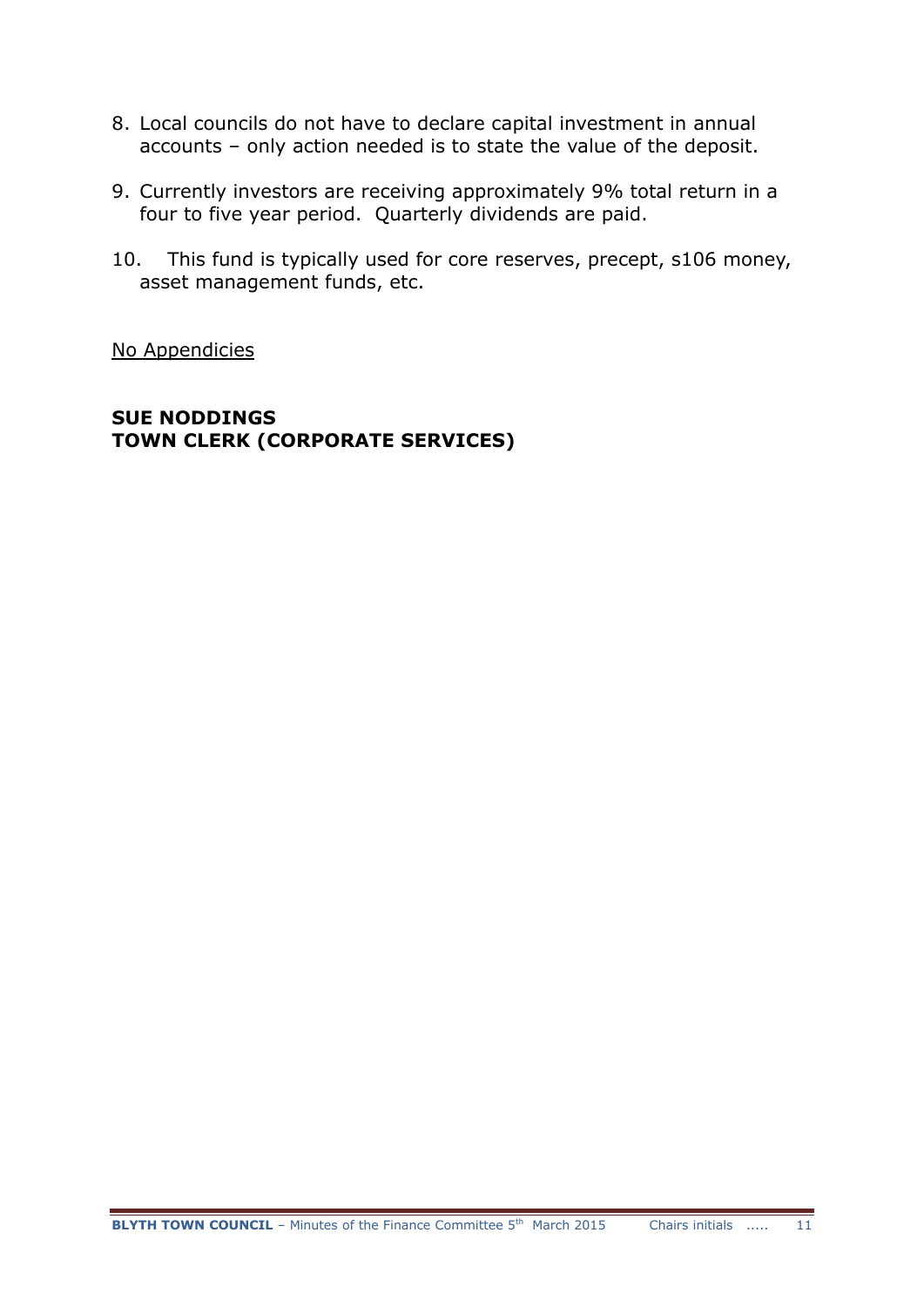8. Local councils do not have to declare capital investment in annual accounts – only action needed is to state the value of the deposit.

9. Currently investors are receiving approximately 9% total return in a four to five year period. Quarterly dividends are paid.

10. This fund is typically used for core reserves, precept, s106 money, asset management funds, etc.

<u>No Appendicies</u>

**SUE NODDINGS**
**TOWN CLERK (CORPORATE SERVICES)**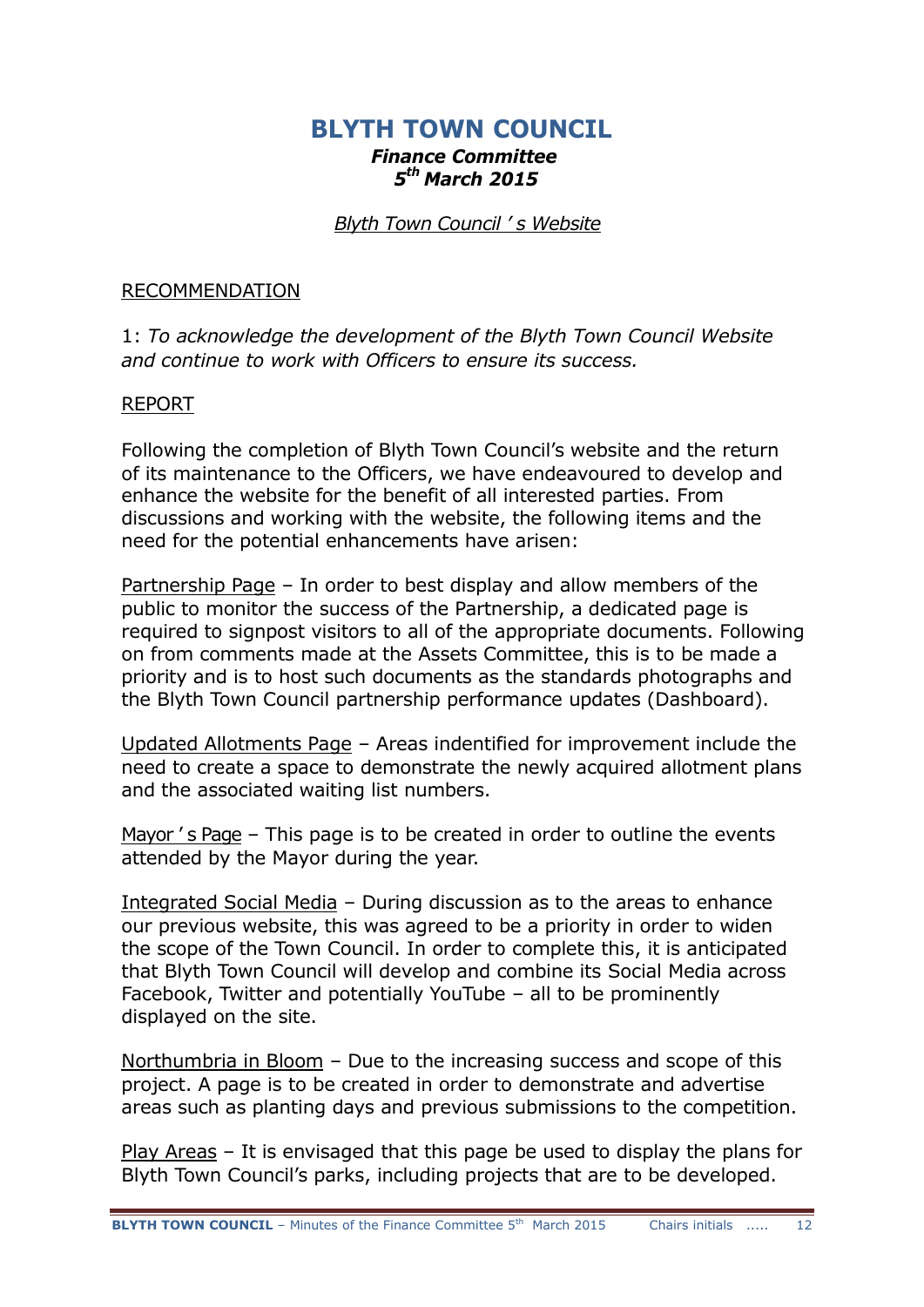# BLYTH TOWN COUNCIL

***Finance Committee***
***5th March 2015***

*Blyth Town Council ' s Website*

RECOMMENDATION

1: *To acknowledge the development of the Blyth Town Council Website and continue to work with Officers to ensure its success.*

REPORT

Following the completion of Blyth Town Council's website and the return of its maintenance to the Officers, we have endeavoured to develop and enhance the website for the benefit of all interested parties. From discussions and working with the website, the following items and the need for the potential enhancements have arisen:

Partnership Page – In order to best display and allow members of the public to monitor the success of the Partnership, a dedicated page is required to signpost visitors to all of the appropriate documents. Following on from comments made at the Assets Committee, this is to be made a priority and is to host such documents as the standards photographs and the Blyth Town Council partnership performance updates (Dashboard).

Updated Allotments Page – Areas indentified for improvement include the need to create a space to demonstrate the newly acquired allotment plans and the associated waiting list numbers.

Mayor ' s Page – This page is to be created in order to outline the events attended by the Mayor during the year.

Integrated Social Media – During discussion as to the areas to enhance our previous website, this was agreed to be a priority in order to widen the scope of the Town Council. In order to complete this, it is anticipated that Blyth Town Council will develop and combine its Social Media across Facebook, Twitter and potentially YouTube – all to be prominently displayed on the site.

Northumbria in Bloom – Due to the increasing success and scope of this project. A page is to be created in order to demonstrate and advertise areas such as planting days and previous submissions to the competition.

Play Areas – It is envisaged that this page be used to display the plans for Blyth Town Council's parks, including projects that are to be developed.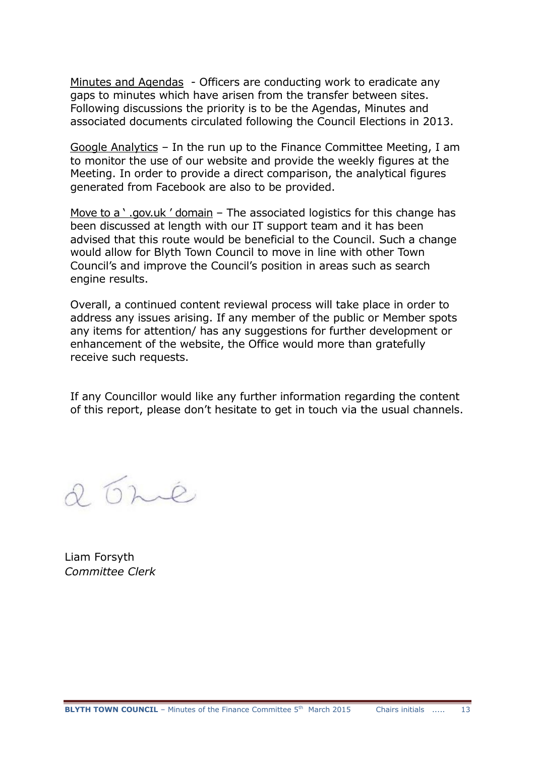Minutes and Agendas - Officers are conducting work to eradicate any gaps to minutes which have arisen from the transfer between sites. Following discussions the priority is to be the Agendas, Minutes and associated documents circulated following the Council Elections in 2013.

Google Analytics – In the run up to the Finance Committee Meeting, I am to monitor the use of our website and provide the weekly figures at the Meeting. In order to provide a direct comparison, the analytical figures generated from Facebook are also to be provided.

Move to a ' .gov.uk ' domain – The associated logistics for this change has been discussed at length with our IT support team and it has been advised that this route would be beneficial to the Council. Such a change would allow for Blyth Town Council to move in line with other Town Council's and improve the Council's position in areas such as search engine results.

Overall, a continued content reviewal process will take place in order to address any issues arising. If any member of the public or Member spots any items for attention/ has any suggestions for further development or enhancement of the website, the Office would more than gratefully receive such requests.

If any Councillor would like any further information regarding the content of this report, please don't hesitate to get in touch via the usual channels.

Liam Forsyth
*Committee Clerk*